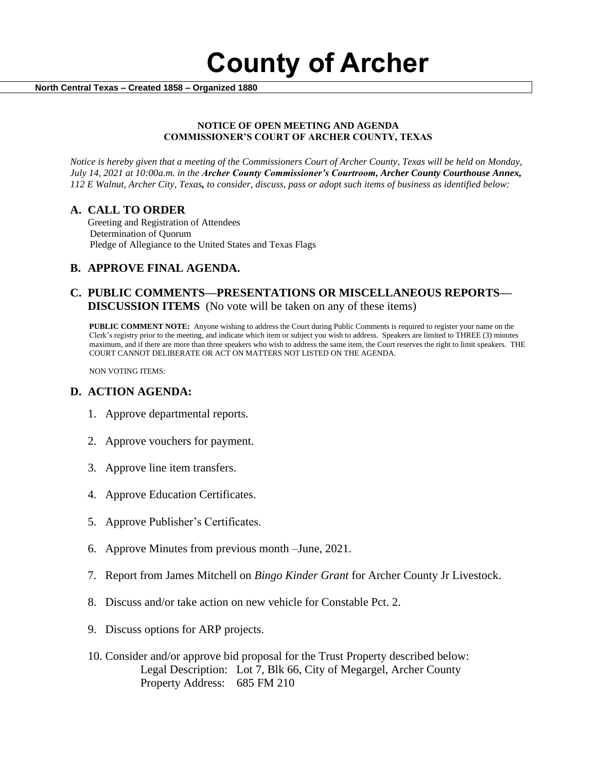# County of Archer

**North Central Texas – Created 1858 – Organized 1880**

**NOTICE OF OPEN MEETING AND AGENDA**
**COMMISSIONER'S COURT OF ARCHER COUNTY, TEXAS**

*Notice is hereby given that a meeting of the Commissioners Court of Archer County, Texas will be held on Monday, July 14, 2021 at 10:00a.m. in the **Archer County Commissioner's Courtroom, Archer County Courthouse Annex,** 112 E Walnut, Archer City, Texas**,** to consider, discuss, pass or adopt such items of business as identified below:*

## A. CALL TO ORDER

Greeting and Registration of Attendees
Determination of Quorum
Pledge of Allegiance to the United States and Texas Flags

## B. APPROVE FINAL AGENDA.

## C. PUBLIC COMMENTS—PRESENTATIONS OR MISCELLANEOUS REPORTS—DISCUSSION ITEMS (No vote will be taken on any of these items)

**PUBLIC COMMENT NOTE:** Anyone wishing to address the Court during Public Comments is required to register your name on the Clerk's registry prior to the meeting, and indicate which item or subject you wish to address. Speakers are limited to THREE (3) minutes maximum, and if there are more than three speakers who wish to address the same item, the Court reserves the right to limit speakers. THE COURT CANNOT DELIBERATE OR ACT ON MATTERS NOT LISTED ON THE AGENDA.

NON VOTING ITEMS:

## D. ACTION AGENDA:

1. Approve departmental reports.
2. Approve vouchers for payment.
3. Approve line item transfers.
4. Approve Education Certificates.
5. Approve Publisher's Certificates.
6. Approve Minutes from previous month –June, 2021.
7. Report from James Mitchell on *Bingo Kinder Grant* for Archer County Jr Livestock.
8. Discuss and/or take action on new vehicle for Constable Pct. 2.
9. Discuss options for ARP projects.
10. Consider and/or approve bid proposal for the Trust Property described below:
    Legal Description: Lot 7, Blk 66, City of Megargel, Archer County
    Property Address: 685 FM 210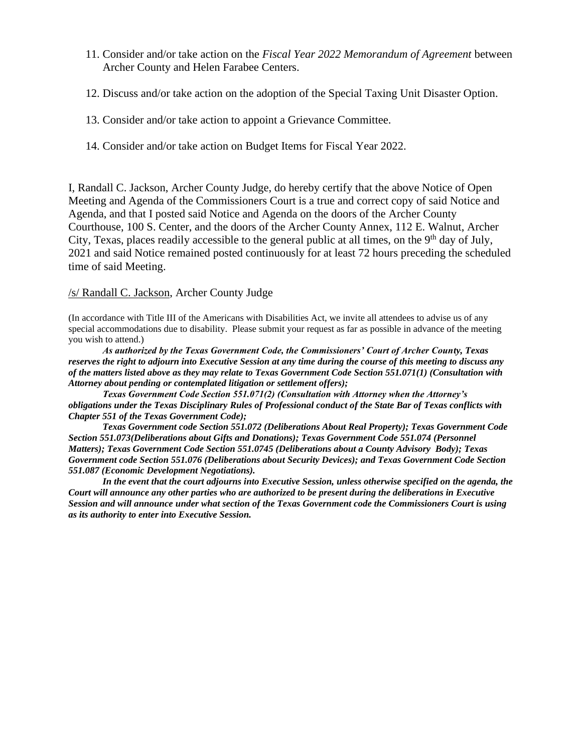11. Consider and/or take action on the *Fiscal Year 2022 Memorandum of Agreement* between Archer County and Helen Farabee Centers.

12. Discuss and/or take action on the adoption of the Special Taxing Unit Disaster Option.

13. Consider and/or take action to appoint a Grievance Committee.

14. Consider and/or take action on Budget Items for Fiscal Year 2022.

I, Randall C. Jackson, Archer County Judge, do hereby certify that the above Notice of Open Meeting and Agenda of the Commissioners Court is a true and correct copy of said Notice and Agenda, and that I posted said Notice and Agenda on the doors of the Archer County Courthouse, 100 S. Center, and the doors of the Archer County Annex, 112 E. Walnut, Archer City, Texas, places readily accessible to the general public at all times, on the 9th day of July, 2021 and said Notice remained posted continuously for at least 72 hours preceding the scheduled time of said Meeting.

/s/ Randall C. Jackson, Archer County Judge

(In accordance with Title III of the Americans with Disabilities Act, we invite all attendees to advise us of any special accommodations due to disability. Please submit your request as far as possible in advance of the meeting you wish to attend.)

***As authorized by the Texas Government Code, the Commissioners' Court of Archer County, Texas reserves the right to adjourn into Executive Session at any time during the course of this meeting to discuss any of the matters listed above as they may relate to Texas Government Code Section 551.071(1) (Consultation with Attorney about pending or contemplated litigation or settlement offers);***

***Texas Government Code Section 551.071(2) (Consultation with Attorney when the Attorney's obligations under the Texas Disciplinary Rules of Professional conduct of the State Bar of Texas conflicts with Chapter 551 of the Texas Government Code);***

***Texas Government code Section 551.072 (Deliberations About Real Property); Texas Government Code Section 551.073(Deliberations about Gifts and Donations); Texas Government Code 551.074 (Personnel Matters); Texas Government Code Section 551.0745 (Deliberations about a County Advisory Body); Texas Government code Section 551.076 (Deliberations about Security Devices); and Texas Government Code Section 551.087 (Economic Development Negotiations).***

***In the event that the court adjourns into Executive Session, unless otherwise specified on the agenda, the Court will announce any other parties who are authorized to be present during the deliberations in Executive Session and will announce under what section of the Texas Government code the Commissioners Court is using as its authority to enter into Executive Session.***